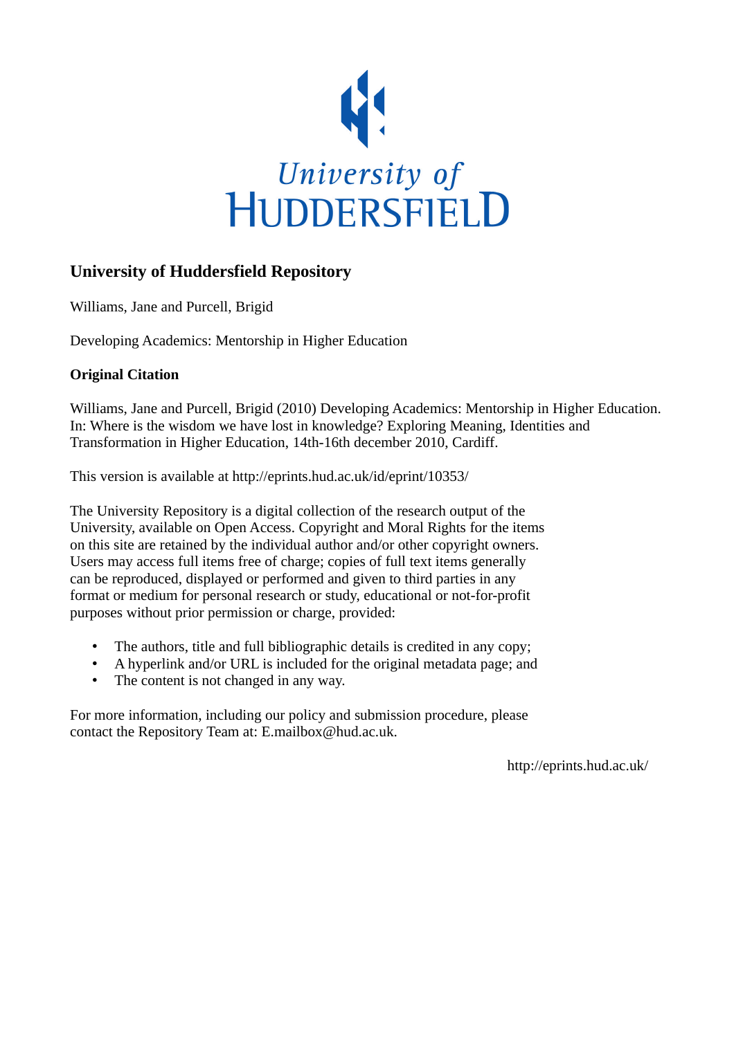University of
HUDDERSFIELD

## University of Huddersfield Repository

Williams, Jane and Purcell, Brigid

Developing Academics: Mentorship in Higher Education

### Original Citation

Williams, Jane and Purcell, Brigid (2010) Developing Academics: Mentorship in Higher Education. In: Where is the wisdom we have lost in knowledge? Exploring Meaning, Identities and Transformation in Higher Education, 14th-16th december 2010, Cardiff.

This version is available at http://eprints.hud.ac.uk/id/eprint/10353/

The University Repository is a digital collection of the research output of the University, available on Open Access. Copyright and Moral Rights for the items on this site are retained by the individual author and/or other copyright owners. Users may access full items free of charge; copies of full text items generally can be reproduced, displayed or performed and given to third parties in any format or medium for personal research or study, educational or not-for-profit purposes without prior permission or charge, provided:

- The authors, title and full bibliographic details is credited in any copy;
- A hyperlink and/or URL is included for the original metadata page; and
- The content is not changed in any way.

For more information, including our policy and submission procedure, please contact the Repository Team at: E.mailbox@hud.ac.uk.

http://eprints.hud.ac.uk/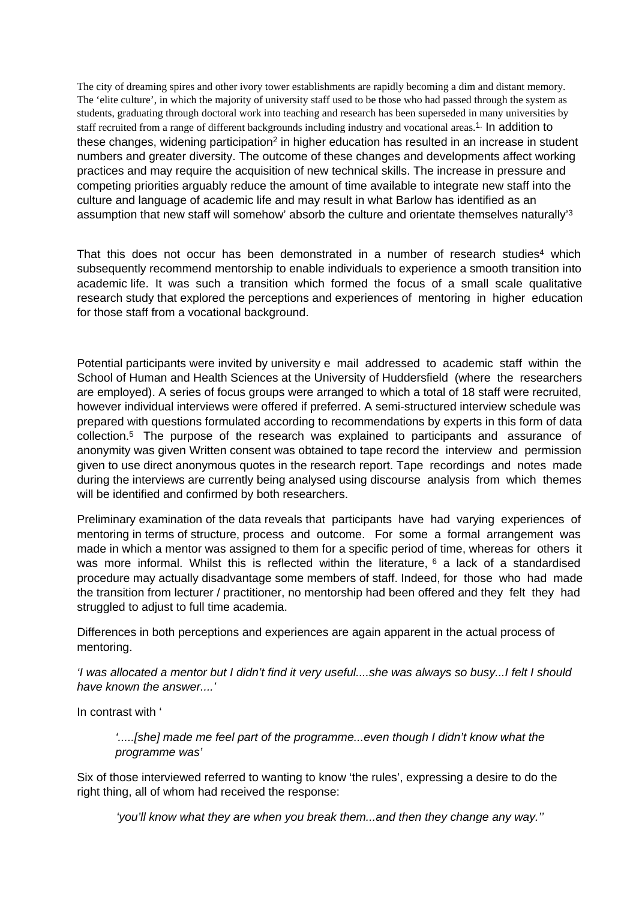The city of dreaming spires and other ivory tower establishments are rapidly becoming a dim and distant memory. The 'elite culture', in which the majority of university staff used to be those who had passed through the system as students, graduating through doctoral work into teaching and research has been superseded in many universities by staff recruited from a range of different backgrounds including industry and vocational areas.[1.] In addition to these changes, widening participation[2] in higher education has resulted in an increase in student numbers and greater diversity. The outcome of these changes and developments affect working practices and may require the acquisition of new technical skills. The increase in pressure and competing priorities arguably reduce the amount of time available to integrate new staff into the culture and language of academic life and may result in what Barlow has identified as an assumption that new staff will somehow' absorb the culture and orientate themselves naturally'[3]

That this does not occur has been demonstrated in a number of research studies[4] which subsequently recommend mentorship to enable individuals to experience a smooth transition into academic life. It was such a transition which formed the focus of a small scale qualitative research study that explored the perceptions and experiences of mentoring in higher education for those staff from a vocational background.

Potential participants were invited by university e mail addressed to academic staff within the School of Human and Health Sciences at the University of Huddersfield (where the researchers are employed). A series of focus groups were arranged to which a total of 18 staff were recruited, however individual interviews were offered if preferred. A semi-structured interview schedule was prepared with questions formulated according to recommendations by experts in this form of data collection.[5] The purpose of the research was explained to participants and assurance of anonymity was given Written consent was obtained to tape record the interview and permission given to use direct anonymous quotes in the research report. Tape recordings and notes made during the interviews are currently being analysed using discourse analysis from which themes will be identified and confirmed by both researchers.

Preliminary examination of the data reveals that participants have had varying experiences of mentoring in terms of structure, process and outcome. For some a formal arrangement was made in which a mentor was assigned to them for a specific period of time, whereas for others it was more informal. Whilst this is reflected within the literature, [6] a lack of a standardised procedure may actually disadvantage some members of staff. Indeed, for those who had made the transition from lecturer / practitioner, no mentorship had been offered and they felt they had struggled to adjust to full time academia.

Differences in both perceptions and experiences are again apparent in the actual process of mentoring.

*'I was allocated a mentor but I didn't find it very useful....she was always so busy...I felt I should have known the answer....'*

In contrast with '

> *'.....[she] made me feel part of the programme...even though I didn't know what the programme was'*

Six of those interviewed referred to wanting to know 'the rules', expressing a desire to do the right thing, all of whom had received the response:

> *'you'll know what they are when you break them...and then they change any way.''*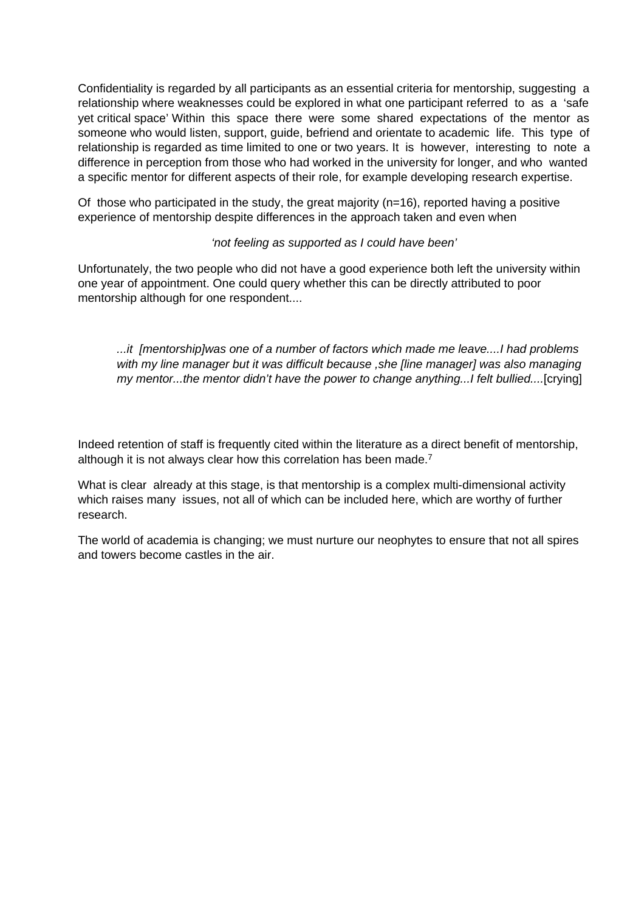Confidentiality is regarded by all participants as an essential criteria for mentorship, suggesting a relationship where weaknesses could be explored in what one participant referred to as a 'safe yet critical space' Within this space there were some shared expectations of the mentor as someone who would listen, support, guide, befriend and orientate to academic life. This type of relationship is regarded as time limited to one or two years. It is however, interesting to note a difference in perception from those who had worked in the university for longer, and who wanted a specific mentor for different aspects of their role, for example developing research expertise.

Of those who participated in the study, the great majority (n=16), reported having a positive experience of mentorship despite differences in the approach taken and even when

*'not feeling as supported as I could have been'*

Unfortunately, the two people who did not have a good experience both left the university within one year of appointment. One could query whether this can be directly attributed to poor mentorship although for one respondent....

> *...it [mentorship]was one of a number of factors which made me leave....I had problems with my line manager but it was difficult because ,she [line manager] was also managing my mentor...the mentor didn't have the power to change anything...I felt bullied....*[crying]

Indeed retention of staff is frequently cited within the literature as a direct benefit of mentorship, although it is not always clear how this correlation has been made.[7]

What is clear already at this stage, is that mentorship is a complex multi-dimensional activity which raises many issues, not all of which can be included here, which are worthy of further research.

The world of academia is changing; we must nurture our neophytes to ensure that not all spires and towers become castles in the air.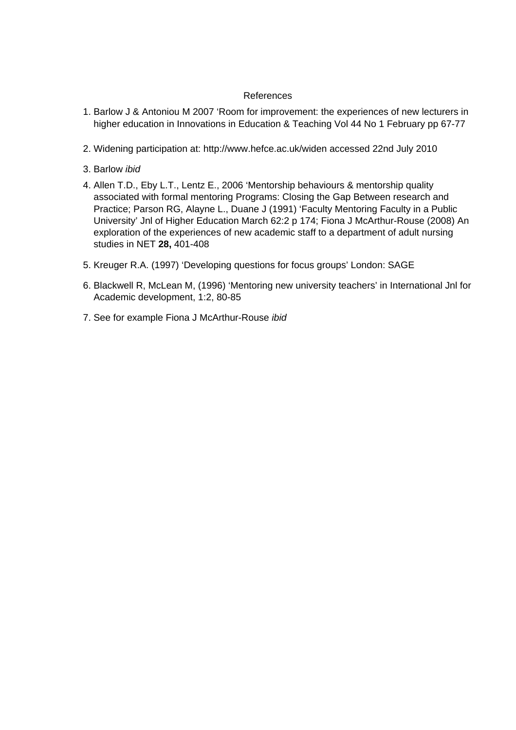# References

1. Barlow J & Antoniou M 2007 'Room for improvement: the experiences of new lecturers in higher education in Innovations in Education & Teaching Vol 44 No 1 February pp 67-77

2. Widening participation at: http://www.hefce.ac.uk/widen accessed 22nd July 2010

3. Barlow *ibid*

4. Allen T.D., Eby L.T., Lentz E., 2006 'Mentorship behaviours & mentorship quality associated with formal mentoring Programs: Closing the Gap Between research and Practice; Parson RG, Alayne L., Duane J (1991) 'Faculty Mentoring Faculty in a Public University' Jnl of Higher Education March 62:2 p 174; Fiona J McArthur-Rouse (2008) An exploration of the experiences of new academic staff to a department of adult nursing studies in NET **28,** 401-408

5. Kreuger R.A. (1997) 'Developing questions for focus groups' London: SAGE

6. Blackwell R, McLean M, (1996) 'Mentoring new university teachers' in International Jnl for Academic development, 1:2, 80-85

7. See for example Fiona J McArthur-Rouse *ibid*